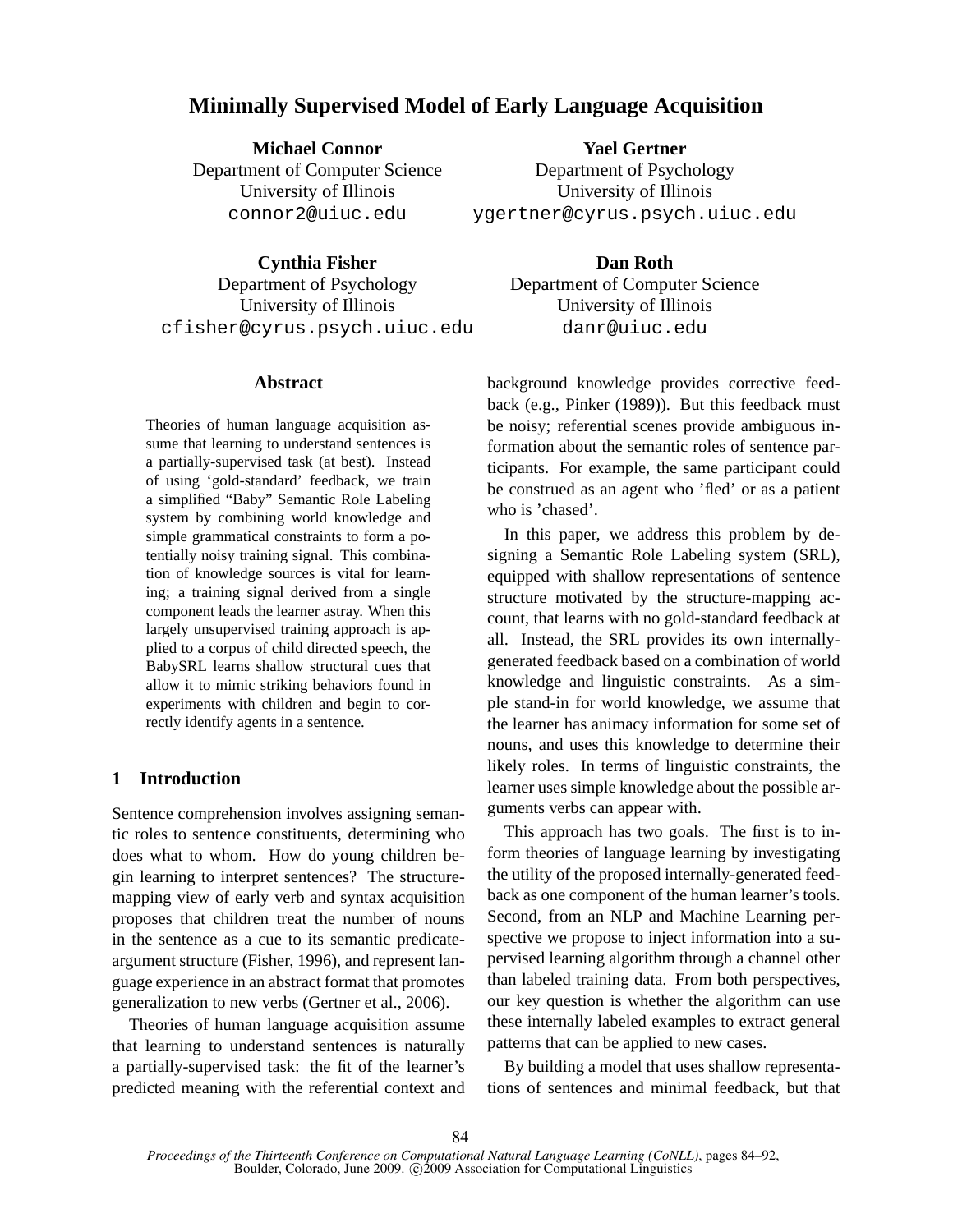# Minimally Supervised Model of Early Language Acquisition

**Michael Connor**
Department of Computer Science
University of Illinois
connor2@uiuc.edu

**Yael Gertner**
Department of Psychology
University of Illinois
ygertner@cyrus.psych.uiuc.edu

**Cynthia Fisher**
Department of Psychology
University of Illinois
cfisher@cyrus.psych.uiuc.edu

**Dan Roth**
Department of Computer Science
University of Illinois
danr@uiuc.edu

## Abstract

Theories of human language acquisition assume that learning to understand sentences is a partially-supervised task (at best). Instead of using 'gold-standard' feedback, we train a simplified "Baby" Semantic Role Labeling system by combining world knowledge and simple grammatical constraints to form a potentially noisy training signal. This combination of knowledge sources is vital for learning; a training signal derived from a single component leads the learner astray. When this largely unsupervised training approach is applied to a corpus of child directed speech, the BabySRL learns shallow structural cues that allow it to mimic striking behaviors found in experiments with children and begin to correctly identify agents in a sentence.

## 1 Introduction

Sentence comprehension involves assigning semantic roles to sentence constituents, determining who does what to whom. How do young children begin learning to interpret sentences? The structure-mapping view of early verb and syntax acquisition proposes that children treat the number of nouns in the sentence as a cue to its semantic predicate-argument structure (Fisher, 1996), and represent language experience in an abstract format that promotes generalization to new verbs (Gertner et al., 2006).

Theories of human language acquisition assume that learning to understand sentences is naturally a partially-supervised task: the fit of the learner's predicted meaning with the referential context and background knowledge provides corrective feedback (e.g., Pinker (1989)). But this feedback must be noisy; referential scenes provide ambiguous information about the semantic roles of sentence participants. For example, the same participant could be construed as an agent who 'fled' or as a patient who is 'chased'.

In this paper, we address this problem by designing a Semantic Role Labeling system (SRL), equipped with shallow representations of sentence structure motivated by the structure-mapping account, that learns with no gold-standard feedback at all. Instead, the SRL provides its own internally-generated feedback based on a combination of world knowledge and linguistic constraints. As a simple stand-in for world knowledge, we assume that the learner has animacy information for some set of nouns, and uses this knowledge to determine their likely roles. In terms of linguistic constraints, the learner uses simple knowledge about the possible arguments verbs can appear with.

This approach has two goals. The first is to inform theories of language learning by investigating the utility of the proposed internally-generated feedback as one component of the human learner's tools. Second, from an NLP and Machine Learning perspective we propose to inject information into a supervised learning algorithm through a channel other than labeled training data. From both perspectives, our key question is whether the algorithm can use these internally labeled examples to extract general patterns that can be applied to new cases.

By building a model that uses shallow representations of sentences and minimal feedback, but that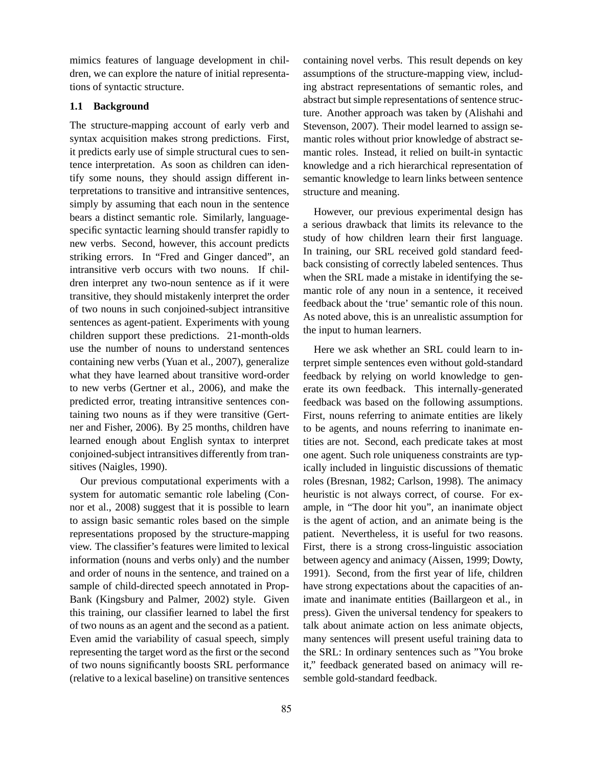mimics features of language development in children, we can explore the nature of initial representations of syntactic structure.

### 1.1 Background

The structure-mapping account of early verb and syntax acquisition makes strong predictions. First, it predicts early use of simple structural cues to sentence interpretation. As soon as children can identify some nouns, they should assign different interpretations to transitive and intransitive sentences, simply by assuming that each noun in the sentence bears a distinct semantic role. Similarly, language-specific syntactic learning should transfer rapidly to new verbs. Second, however, this account predicts striking errors. In "Fred and Ginger danced", an intransitive verb occurs with two nouns. If children interpret any two-noun sentence as if it were transitive, they should mistakenly interpret the order of two nouns in such conjoined-subject intransitive sentences as agent-patient. Experiments with young children support these predictions. 21-month-olds use the number of nouns to understand sentences containing new verbs (Yuan et al., 2007), generalize what they have learned about transitive word-order to new verbs (Gertner et al., 2006), and make the predicted error, treating intransitive sentences containing two nouns as if they were transitive (Gertner and Fisher, 2006). By 25 months, children have learned enough about English syntax to interpret conjoined-subject intransitives differently from transitives (Naigles, 1990).

Our previous computational experiments with a system for automatic semantic role labeling (Connor et al., 2008) suggest that it is possible to learn to assign basic semantic roles based on the simple representations proposed by the structure-mapping view. The classifier's features were limited to lexical information (nouns and verbs only) and the number and order of nouns in the sentence, and trained on a sample of child-directed speech annotated in PropBank (Kingsbury and Palmer, 2002) style. Given this training, our classifier learned to label the first of two nouns as an agent and the second as a patient. Even amid the variability of casual speech, simply representing the target word as the first or the second of two nouns significantly boosts SRL performance (relative to a lexical baseline) on transitive sentences containing novel verbs. This result depends on key assumptions of the structure-mapping view, including abstract representations of semantic roles, and abstract but simple representations of sentence structure. Another approach was taken by (Alishahi and Stevenson, 2007). Their model learned to assign semantic roles without prior knowledge of abstract semantic roles. Instead, it relied on built-in syntactic knowledge and a rich hierarchical representation of semantic knowledge to learn links between sentence structure and meaning.

However, our previous experimental design has a serious drawback that limits its relevance to the study of how children learn their first language. In training, our SRL received gold standard feedback consisting of correctly labeled sentences. Thus when the SRL made a mistake in identifying the semantic role of any noun in a sentence, it received feedback about the 'true' semantic role of this noun. As noted above, this is an unrealistic assumption for the input to human learners.

Here we ask whether an SRL could learn to interpret simple sentences even without gold-standard feedback by relying on world knowledge to generate its own feedback. This internally-generated feedback was based on the following assumptions. First, nouns referring to animate entities are likely to be agents, and nouns referring to inanimate entities are not. Second, each predicate takes at most one agent. Such role uniqueness constraints are typically included in linguistic discussions of thematic roles (Bresnan, 1982; Carlson, 1998). The animacy heuristic is not always correct, of course. For example, in "The door hit you", an inanimate object is the agent of action, and an animate being is the patient. Nevertheless, it is useful for two reasons. First, there is a strong cross-linguistic association between agency and animacy (Aissen, 1999; Dowty, 1991). Second, from the first year of life, children have strong expectations about the capacities of animate and inanimate entities (Baillargeon et al., in press). Given the universal tendency for speakers to talk about animate action on less animate objects, many sentences will present useful training data to the SRL: In ordinary sentences such as "You broke it," feedback generated based on animacy will resemble gold-standard feedback.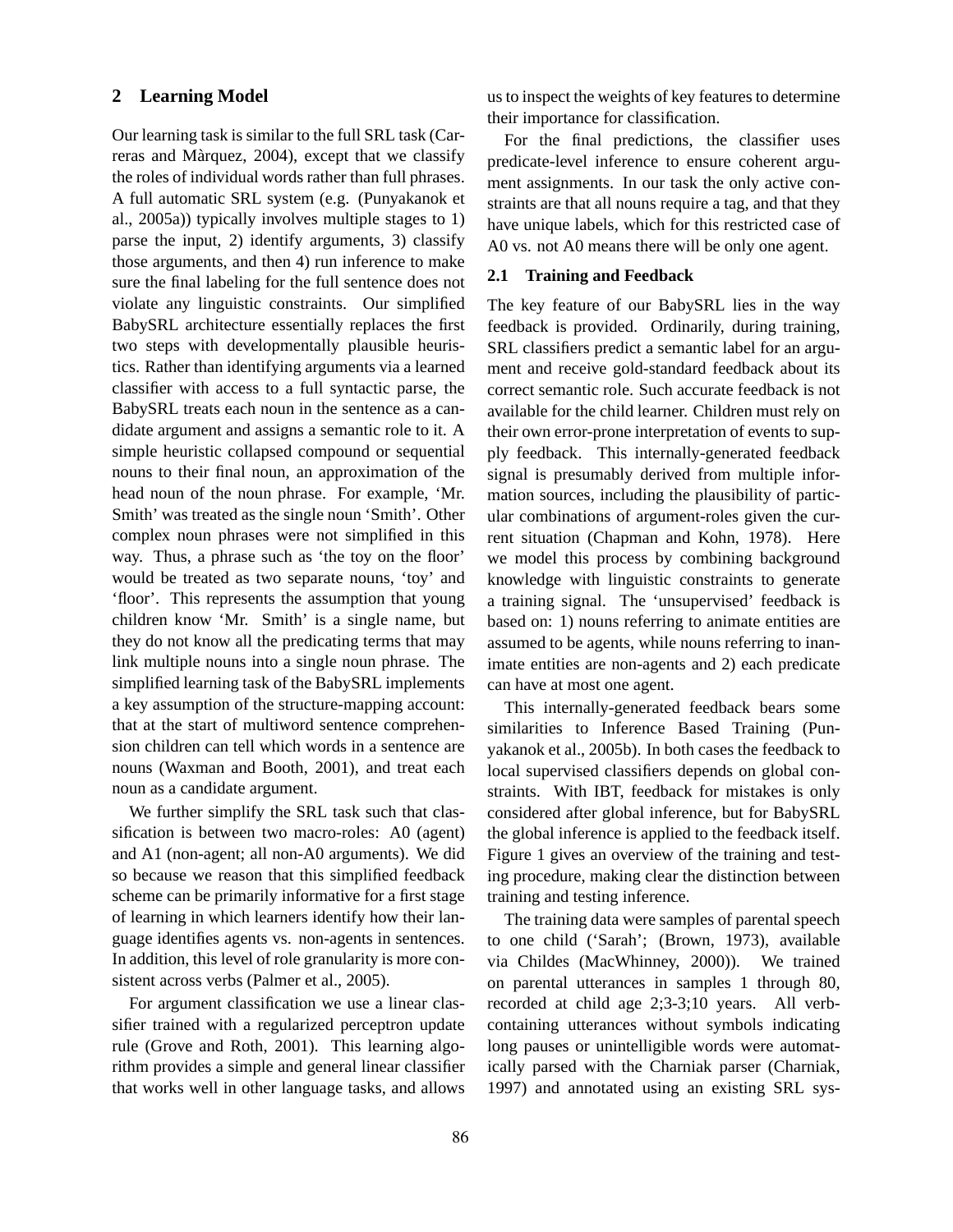## 2 Learning Model

Our learning task is similar to the full SRL task (Carreras and Màrquez, 2004), except that we classify the roles of individual words rather than full phrases. A full automatic SRL system (e.g. (Punyakanok et al., 2005a)) typically involves multiple stages to 1) parse the input, 2) identify arguments, 3) classify those arguments, and then 4) run inference to make sure the final labeling for the full sentence does not violate any linguistic constraints. Our simplified BabySRL architecture essentially replaces the first two steps with developmentally plausible heuristics. Rather than identifying arguments via a learned classifier with access to a full syntactic parse, the BabySRL treats each noun in the sentence as a candidate argument and assigns a semantic role to it. A simple heuristic collapsed compound or sequential nouns to their final noun, an approximation of the head noun of the noun phrase. For example, 'Mr. Smith' was treated as the single noun 'Smith'. Other complex noun phrases were not simplified in this way. Thus, a phrase such as 'the toy on the floor' would be treated as two separate nouns, 'toy' and 'floor'. This represents the assumption that young children know 'Mr. Smith' is a single name, but they do not know all the predicating terms that may link multiple nouns into a single noun phrase. The simplified learning task of the BabySRL implements a key assumption of the structure-mapping account: that at the start of multiword sentence comprehension children can tell which words in a sentence are nouns (Waxman and Booth, 2001), and treat each noun as a candidate argument.

We further simplify the SRL task such that classification is between two macro-roles: A0 (agent) and A1 (non-agent; all non-A0 arguments). We did so because we reason that this simplified feedback scheme can be primarily informative for a first stage of learning in which learners identify how their language identifies agents vs. non-agents in sentences. In addition, this level of role granularity is more consistent across verbs (Palmer et al., 2005).

For argument classification we use a linear classifier trained with a regularized perceptron update rule (Grove and Roth, 2001). This learning algorithm provides a simple and general linear classifier that works well in other language tasks, and allows us to inspect the weights of key features to determine their importance for classification.

For the final predictions, the classifier uses predicate-level inference to ensure coherent argument assignments. In our task the only active constraints are that all nouns require a tag, and that they have unique labels, which for this restricted case of A0 vs. not A0 means there will be only one agent.

### 2.1 Training and Feedback

The key feature of our BabySRL lies in the way feedback is provided. Ordinarily, during training, SRL classifiers predict a semantic label for an argument and receive gold-standard feedback about its correct semantic role. Such accurate feedback is not available for the child learner. Children must rely on their own error-prone interpretation of events to supply feedback. This internally-generated feedback signal is presumably derived from multiple information sources, including the plausibility of particular combinations of argument-roles given the current situation (Chapman and Kohn, 1978). Here we model this process by combining background knowledge with linguistic constraints to generate a training signal. The 'unsupervised' feedback is based on: 1) nouns referring to animate entities are assumed to be agents, while nouns referring to inanimate entities are non-agents and 2) each predicate can have at most one agent.

This internally-generated feedback bears some similarities to Inference Based Training (Punyakanok et al., 2005b). In both cases the feedback to local supervised classifiers depends on global constraints. With IBT, feedback for mistakes is only considered after global inference, but for BabySRL the global inference is applied to the feedback itself. Figure 1 gives an overview of the training and testing procedure, making clear the distinction between training and testing inference.

The training data were samples of parental speech to one child ('Sarah'; (Brown, 1973), available via Childes (MacWhinney, 2000)). We trained on parental utterances in samples 1 through 80, recorded at child age 2;3-3;10 years. All verb-containing utterances without symbols indicating long pauses or unintelligible words were automatically parsed with the Charniak parser (Charniak, 1997) and annotated using an existing SRL sys-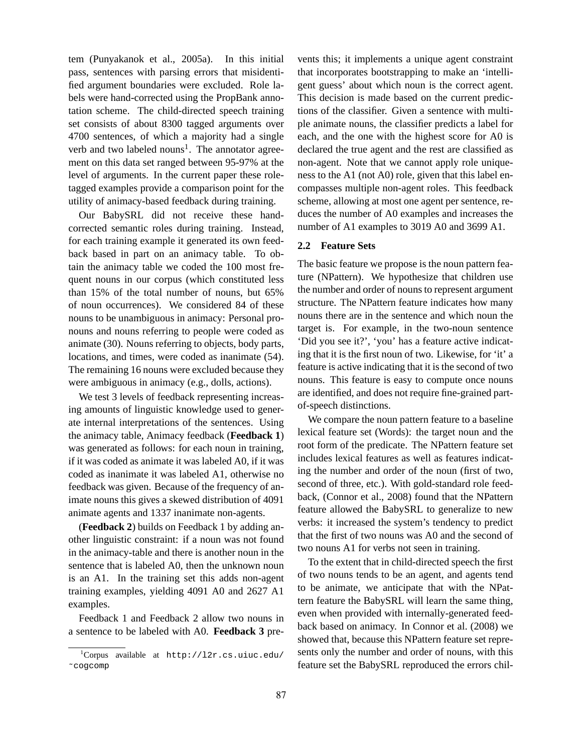tem (Punyakanok et al., 2005a). In this initial pass, sentences with parsing errors that misidentified argument boundaries were excluded. Role labels were hand-corrected using the PropBank annotation scheme. The child-directed speech training set consists of about 8300 tagged arguments over 4700 sentences, of which a majority had a single verb and two labeled nouns[1]. The annotator agreement on this data set ranged between 95-97% at the level of arguments. In the current paper these role-tagged examples provide a comparison point for the utility of animacy-based feedback during training.

Our BabySRL did not receive these hand-corrected semantic roles during training. Instead, for each training example it generated its own feedback based in part on an animacy table. To obtain the animacy table we coded the 100 most frequent nouns in our corpus (which constituted less than 15% of the total number of nouns, but 65% of noun occurrences). We considered 84 of these nouns to be unambiguous in animacy: Personal pronouns and nouns referring to people were coded as animate (30). Nouns referring to objects, body parts, locations, and times, were coded as inanimate (54). The remaining 16 nouns were excluded because they were ambiguous in animacy (e.g., dolls, actions).

We test 3 levels of feedback representing increasing amounts of linguistic knowledge used to generate internal interpretations of the sentences. Using the animacy table, Animacy feedback (**Feedback 1**) was generated as follows: for each noun in training, if it was coded as animate it was labeled A0, if it was coded as inanimate it was labeled A1, otherwise no feedback was given. Because of the frequency of animate nouns this gives a skewed distribution of 4091 animate agents and 1337 inanimate non-agents.

(**Feedback 2**) builds on Feedback 1 by adding another linguistic constraint: if a noun was not found in the animacy-table and there is another noun in the sentence that is labeled A0, then the unknown noun is an A1. In the training set this adds non-agent training examples, yielding 4091 A0 and 2627 A1 examples.

Feedback 1 and Feedback 2 allow two nouns in a sentence to be labeled with A0. **Feedback 3** prevents this; it implements a unique agent constraint that incorporates bootstrapping to make an 'intelligent guess' about which noun is the correct agent. This decision is made based on the current predictions of the classifier. Given a sentence with multiple animate nouns, the classifier predicts a label for each, and the one with the highest score for A0 is declared the true agent and the rest are classified as non-agent. Note that we cannot apply role uniqueness to the A1 (not A0) role, given that this label encompasses multiple non-agent roles. This feedback scheme, allowing at most one agent per sentence, reduces the number of A0 examples and increases the number of A1 examples to 3019 A0 and 3699 A1.

### 2.2 Feature Sets

The basic feature we propose is the noun pattern feature (NPattern). We hypothesize that children use the number and order of nouns to represent argument structure. The NPattern feature indicates how many nouns there are in the sentence and which noun the target is. For example, in the two-noun sentence 'Did you see it?', 'you' has a feature active indicating that it is the first noun of two. Likewise, for 'it' a feature is active indicating that it is the second of two nouns. This feature is easy to compute once nouns are identified, and does not require fine-grained part-of-speech distinctions.

We compare the noun pattern feature to a baseline lexical feature set (Words): the target noun and the root form of the predicate. The NPattern feature set includes lexical features as well as features indicating the number and order of the noun (first of two, second of three, etc.). With gold-standard role feedback, (Connor et al., 2008) found that the NPattern feature allowed the BabySRL to generalize to new verbs: it increased the system's tendency to predict that the first of two nouns was A0 and the second of two nouns A1 for verbs not seen in training.

To the extent that in child-directed speech the first of two nouns tends to be an agent, and agents tend to be animate, we anticipate that with the NPattern feature the BabySRL will learn the same thing, even when provided with internally-generated feedback based on animacy. In Connor et al. (2008) we showed that, because this NPattern feature set represents only the number and order of nouns, with this feature set the BabySRL reproduced the errors chil-

[1] Corpus available at http://l2r.cs.uiuc.edu/~cogcomp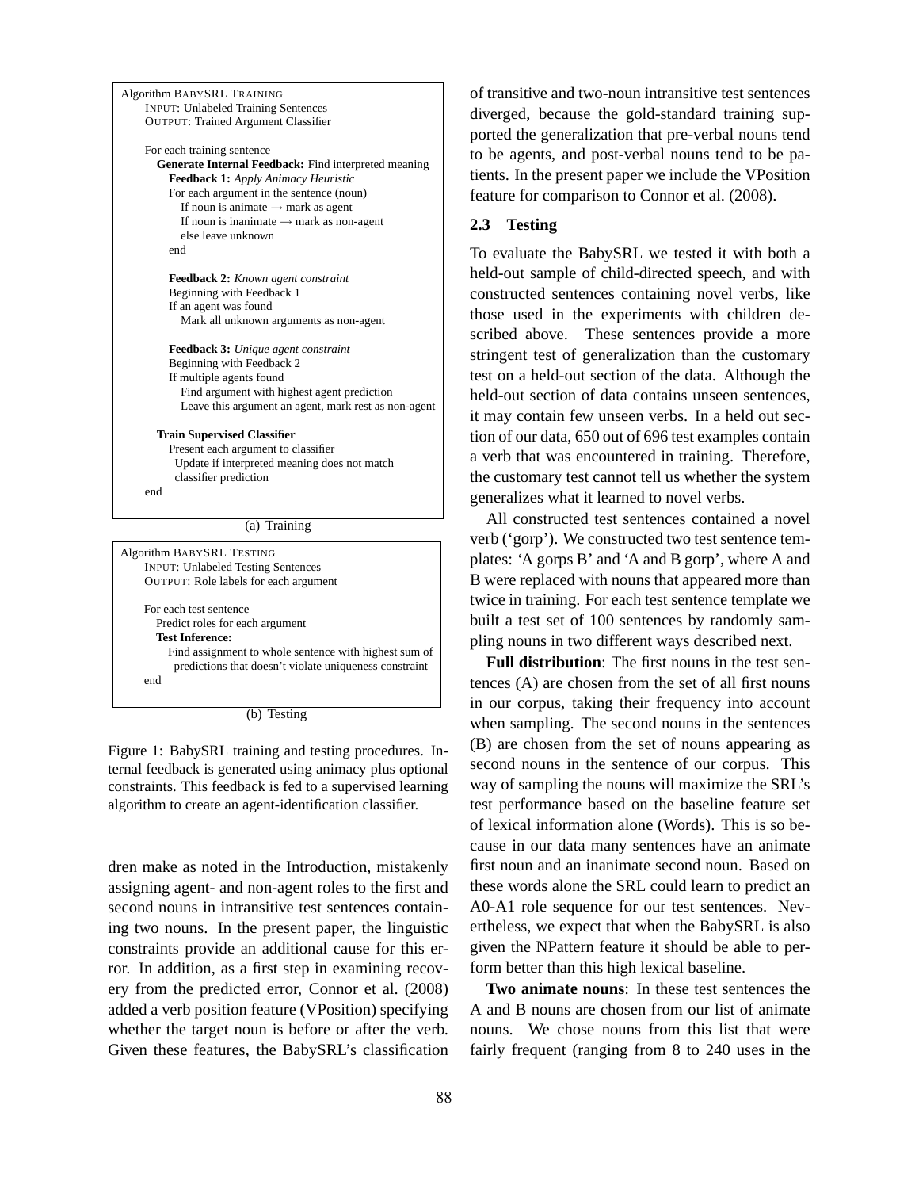```
Algorithm BABYSRL TRAINING
    INPUT: Unlabeled Training Sentences
    OUTPUT: Trained Argument Classifier

    For each training sentence
      Generate Internal Feedback: Find interpreted meaning
        Feedback 1: Apply Animacy Heuristic
        For each argument in the sentence (noun)
          If noun is animate → mark as agent
          If noun is inanimate → mark as non-agent
          else leave unknown
        end

        Feedback 2: Known agent constraint
        Beginning with Feedback 1
        If an agent was found
          Mark all unknown arguments as non-agent

        Feedback 3: Unique agent constraint
        Beginning with Feedback 2
        If multiple agents found
          Find argument with highest agent prediction
          Leave this argument an agent, mark rest as non-agent

      Train Supervised Classifier
        Present each argument to classifier
         Update if interpreted meaning does not match
         classifier prediction
    end
```

(a) Training

```
Algorithm BABYSRL TESTING
    INPUT: Unlabeled Testing Sentences
    OUTPUT: Role labels for each argument

    For each test sentence
      Predict roles for each argument
      Test Inference:
        Find assignment to whole sentence with highest sum of
          predictions that doesn't violate uniqueness constraint
    end
```

(b) Testing

Figure 1: BabySRL training and testing procedures. Internal feedback is generated using animacy plus optional constraints. This feedback is fed to a supervised learning algorithm to create an agent-identification classifier.

dren make as noted in the Introduction, mistakenly assigning agent- and non-agent roles to the first and second nouns in intransitive test sentences containing two nouns. In the present paper, the linguistic constraints provide an additional cause for this error. In addition, as a first step in examining recovery from the predicted error, Connor et al. (2008) added a verb position feature (VPosition) specifying whether the target noun is before or after the verb. Given these features, the BabySRL's classification of transitive and two-noun intransitive test sentences diverged, because the gold-standard training supported the generalization that pre-verbal nouns tend to be agents, and post-verbal nouns tend to be patients. In the present paper we include the VPosition feature for comparison to Connor et al. (2008).

### 2.3 Testing

To evaluate the BabySRL we tested it with both a held-out sample of child-directed speech, and with constructed sentences containing novel verbs, like those used in the experiments with children described above. These sentences provide a more stringent test of generalization than the customary test on a held-out section of the data. Although the held-out section of data contains unseen sentences, it may contain few unseen verbs. In a held out section of our data, 650 out of 696 test examples contain a verb that was encountered in training. Therefore, the customary test cannot tell us whether the system generalizes what it learned to novel verbs.

All constructed test sentences contained a novel verb ('gorp'). We constructed two test sentence templates: 'A gorps B' and 'A and B gorp', where A and B were replaced with nouns that appeared more than twice in training. For each test sentence template we built a test set of 100 sentences by randomly sampling nouns in two different ways described next.

**Full distribution**: The first nouns in the test sentences (A) are chosen from the set of all first nouns in our corpus, taking their frequency into account when sampling. The second nouns in the sentences (B) are chosen from the set of nouns appearing as second nouns in the sentence of our corpus. This way of sampling the nouns will maximize the SRL's test performance based on the baseline feature set of lexical information alone (Words). This is so because in our data many sentences have an animate first noun and an inanimate second noun. Based on these words alone the SRL could learn to predict an A0-A1 role sequence for our test sentences. Nevertheless, we expect that when the BabySRL is also given the NPattern feature it should be able to perform better than this high lexical baseline.

**Two animate nouns**: In these test sentences the A and B nouns are chosen from our list of animate nouns. We chose nouns from this list that were fairly frequent (ranging from 8 to 240 uses in the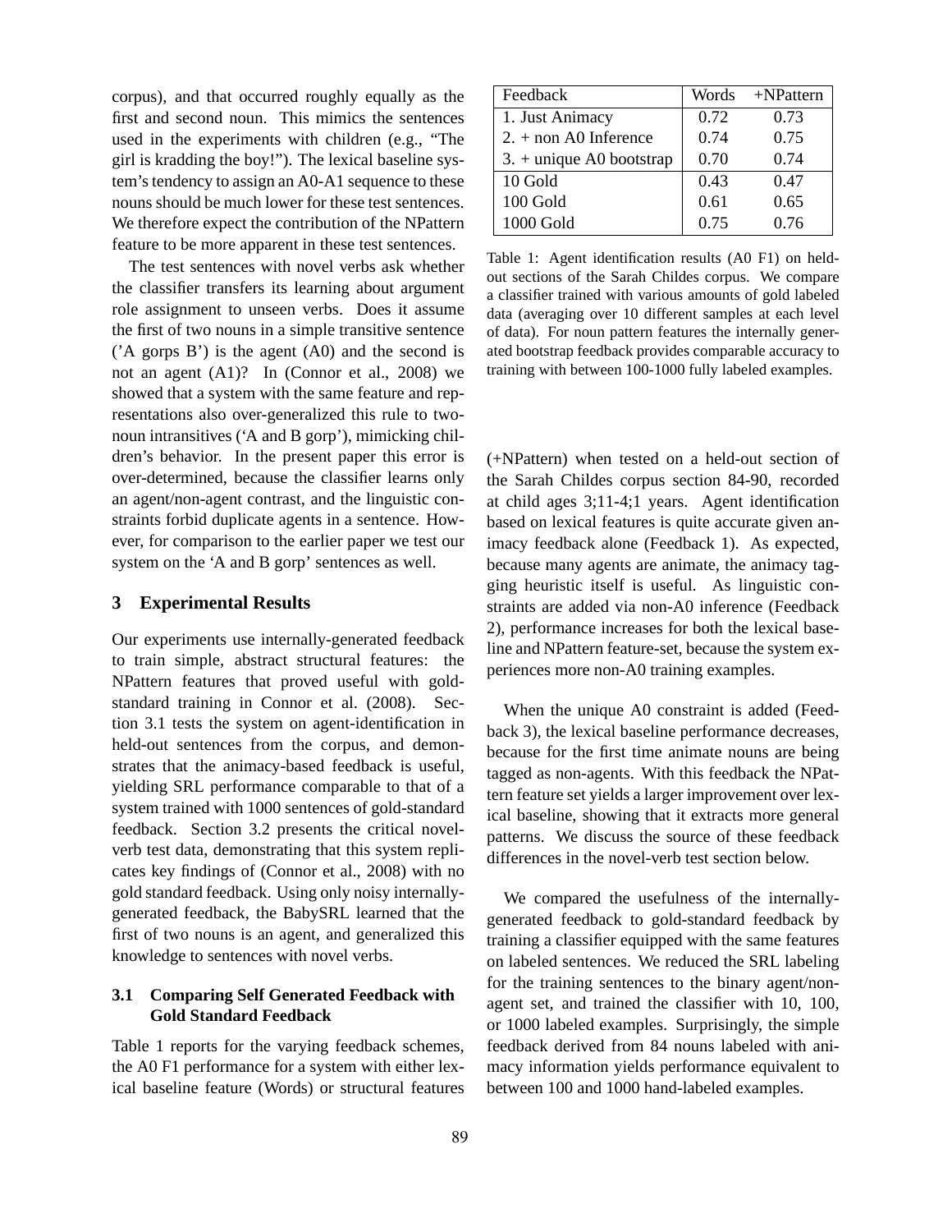corpus), and that occurred roughly equally as the first and second noun. This mimics the sentences used in the experiments with children (e.g., "The girl is kradding the boy!"). The lexical baseline system's tendency to assign an A0-A1 sequence to these nouns should be much lower for these test sentences. We therefore expect the contribution of the NPattern feature to be more apparent in these test sentences.

The test sentences with novel verbs ask whether the classifier transfers its learning about argument role assignment to unseen verbs. Does it assume the first of two nouns in a simple transitive sentence ('A gorps B') is the agent (A0) and the second is not an agent (A1)? In (Connor et al., 2008) we showed that a system with the same feature and representations also over-generalized this rule to two-noun intransitives ('A and B gorp'), mimicking children's behavior. In the present paper this error is over-determined, because the classifier learns only an agent/non-agent contrast, and the linguistic constraints forbid duplicate agents in a sentence. However, for comparison to the earlier paper we test our system on the 'A and B gorp' sentences as well.

## 3 Experimental Results

Our experiments use internally-generated feedback to train simple, abstract structural features: the NPattern features that proved useful with gold-standard training in Connor et al. (2008). Section 3.1 tests the system on agent-identification in held-out sentences from the corpus, and demonstrates that the animacy-based feedback is useful, yielding SRL performance comparable to that of a system trained with 1000 sentences of gold-standard feedback. Section 3.2 presents the critical novel-verb test data, demonstrating that this system replicates key findings of (Connor et al., 2008) with no gold standard feedback. Using only noisy internally-generated feedback, the BabySRL learned that the first of two nouns is an agent, and generalized this knowledge to sentences with novel verbs.

### 3.1 Comparing Self Generated Feedback with Gold Standard Feedback

Table 1 reports for the varying feedback schemes, the A0 F1 performance for a system with either lexical baseline feature (Words) or structural features (+NPattern) when tested on a held-out section of the Sarah Childes corpus section 84-90, recorded at child ages 3;11-4;1 years. Agent identification based on lexical features is quite accurate given animacy feedback alone (Feedback 1). As expected, because many agents are animate, the animacy tagging heuristic itself is useful. As linguistic constraints are added via non-A0 inference (Feedback 2), performance increases for both the lexical baseline and NPattern feature-set, because the system experiences more non-A0 training examples.

| Feedback | Words | +NPattern |
|---|---|---|
| 1. Just Animacy | 0.72 | 0.73 |
| 2. + non A0 Inference | 0.74 | 0.75 |
| 3. + unique A0 bootstrap | 0.70 | 0.74 |
| 10 Gold | 0.43 | 0.47 |
| 100 Gold | 0.61 | 0.65 |
| 1000 Gold | 0.75 | 0.76 |

Table 1: Agent identification results (A0 F1) on held-out sections of the Sarah Childes corpus. We compare a classifier trained with various amounts of gold labeled data (averaging over 10 different samples at each level of data). For noun pattern features the internally generated bootstrap feedback provides comparable accuracy to training with between 100-1000 fully labeled examples.

When the unique A0 constraint is added (Feedback 3), the lexical baseline performance decreases, because for the first time animate nouns are being tagged as non-agents. With this feedback the NPattern feature set yields a larger improvement over lexical baseline, showing that it extracts more general patterns. We discuss the source of these feedback differences in the novel-verb test section below.

We compared the usefulness of the internally-generated feedback to gold-standard feedback by training a classifier equipped with the same features on labeled sentences. We reduced the SRL labeling for the training sentences to the binary agent/non-agent set, and trained the classifier with 10, 100, or 1000 labeled examples. Surprisingly, the simple feedback derived from 84 nouns labeled with animacy information yields performance equivalent to between 100 and 1000 hand-labeled examples.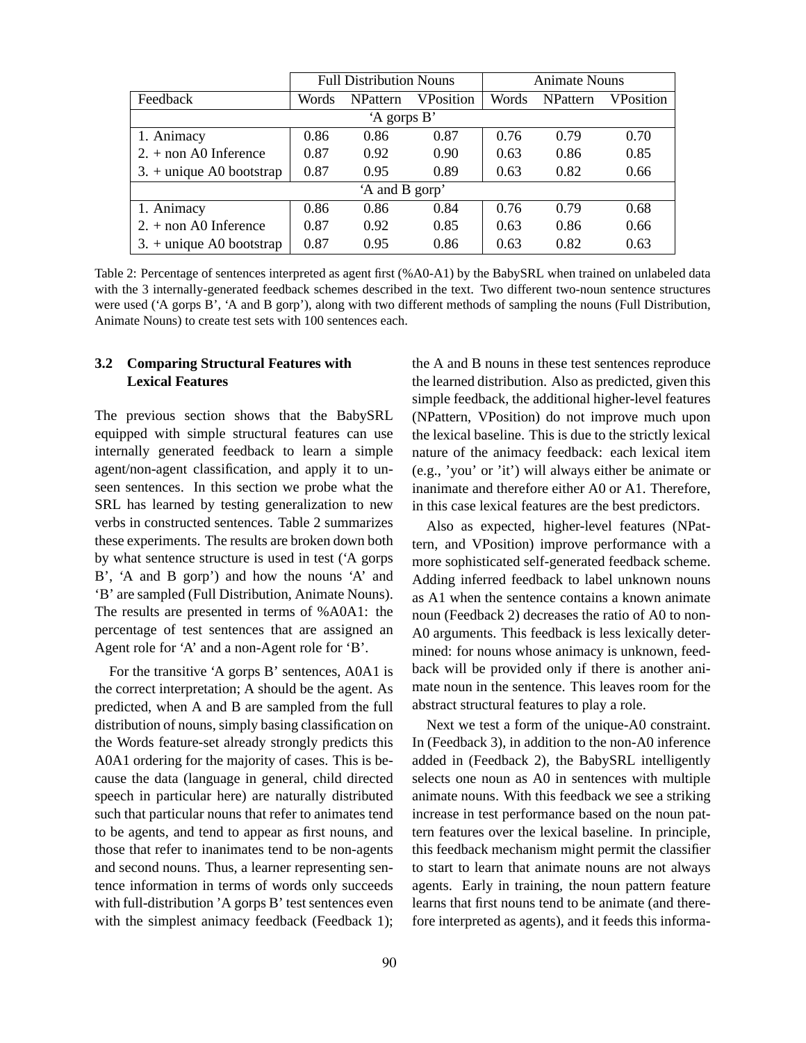| | Full Distribution Nouns | | | Animate Nouns | | |
|---|---|---|---|---|---|---|
| Feedback | Words | NPattern | VPosition | Words | NPattern | VPosition |
| 'A gorps B' | | | | | | |
| 1. Animacy | 0.86 | 0.86 | 0.87 | 0.76 | 0.79 | 0.70 |
| 2. + non A0 Inference | 0.87 | 0.92 | 0.90 | 0.63 | 0.86 | 0.85 |
| 3. + unique A0 bootstrap | 0.87 | 0.95 | 0.89 | 0.63 | 0.82 | 0.66 |
| 'A and B gorp' | | | | | | |
| 1. Animacy | 0.86 | 0.86 | 0.84 | 0.76 | 0.79 | 0.68 |
| 2. + non A0 Inference | 0.87 | 0.92 | 0.85 | 0.63 | 0.86 | 0.66 |
| 3. + unique A0 bootstrap | 0.87 | 0.95 | 0.86 | 0.63 | 0.82 | 0.63 |

Table 2: Percentage of sentences interpreted as agent first (%A0-A1) by the BabySRL when trained on unlabeled data with the 3 internally-generated feedback schemes described in the text. Two different two-noun sentence structures were used ('A gorps B', 'A and B gorp'), along with two different methods of sampling the nouns (Full Distribution, Animate Nouns) to create test sets with 100 sentences each.

### 3.2 Comparing Structural Features with Lexical Features

The previous section shows that the BabySRL equipped with simple structural features can use internally generated feedback to learn a simple agent/non-agent classification, and apply it to unseen sentences. In this section we probe what the SRL has learned by testing generalization to new verbs in constructed sentences. Table 2 summarizes these experiments. The results are broken down both by what sentence structure is used in test ('A gorps B', 'A and B gorp') and how the nouns 'A' and 'B' are sampled (Full Distribution, Animate Nouns). The results are presented in terms of %A0A1: the percentage of test sentences that are assigned an Agent role for 'A' and a non-Agent role for 'B'.

For the transitive 'A gorps B' sentences, A0A1 is the correct interpretation; A should be the agent. As predicted, when A and B are sampled from the full distribution of nouns, simply basing classification on the Words feature-set already strongly predicts this A0A1 ordering for the majority of cases. This is because the data (language in general, child directed speech in particular here) are naturally distributed such that particular nouns that refer to animates tend to be agents, and tend to appear as first nouns, and those that refer to inanimates tend to be non-agents and second nouns. Thus, a learner representing sentence information in terms of words only succeeds with full-distribution 'A gorps B' test sentences even with the simplest animacy feedback (Feedback 1); the A and B nouns in these test sentences reproduce the learned distribution. Also as predicted, given this simple feedback, the additional higher-level features (NPattern, VPosition) do not improve much upon the lexical baseline. This is due to the strictly lexical nature of the animacy feedback: each lexical item (e.g., 'you' or 'it') will always either be animate or inanimate and therefore either A0 or A1. Therefore, in this case lexical features are the best predictors.

Also as expected, higher-level features (NPattern, and VPosition) improve performance with a more sophisticated self-generated feedback scheme. Adding inferred feedback to label unknown nouns as A1 when the sentence contains a known animate noun (Feedback 2) decreases the ratio of A0 to non-A0 arguments. This feedback is less lexically determined: for nouns whose animacy is unknown, feedback will be provided only if there is another animate noun in the sentence. This leaves room for the abstract structural features to play a role.

Next we test a form of the unique-A0 constraint. In (Feedback 3), in addition to the non-A0 inference added in (Feedback 2), the BabySRL intelligently selects one noun as A0 in sentences with multiple animate nouns. With this feedback we see a striking increase in test performance based on the noun pattern features over the lexical baseline. In principle, this feedback mechanism might permit the classifier to start to learn that animate nouns are not always agents. Early in training, the noun pattern feature learns that first nouns tend to be animate (and therefore interpreted as agents), and it feeds this informa-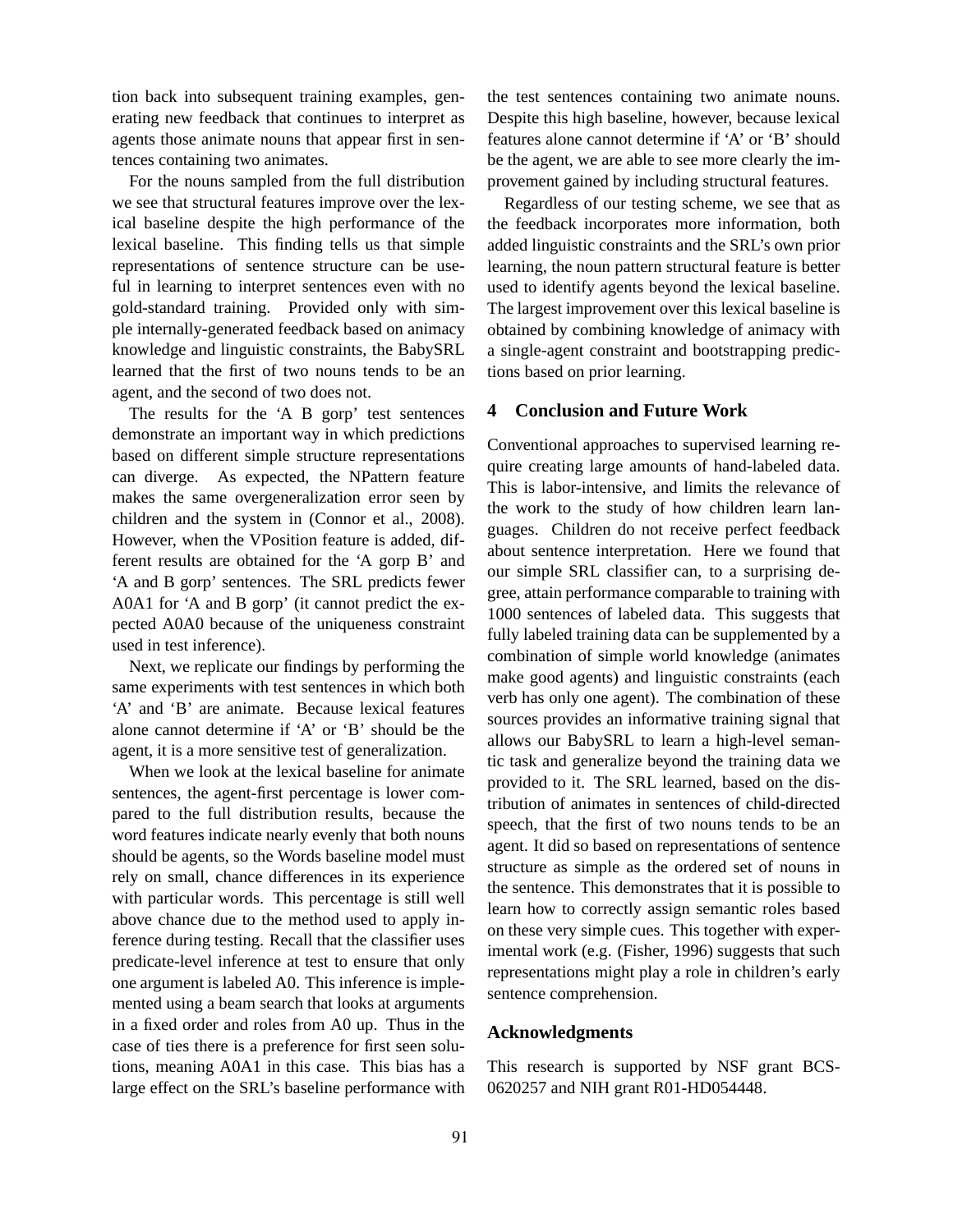tion back into subsequent training examples, generating new feedback that continues to interpret as agents those animate nouns that appear first in sentences containing two animates.

For the nouns sampled from the full distribution we see that structural features improve over the lexical baseline despite the high performance of the lexical baseline. This finding tells us that simple representations of sentence structure can be useful in learning to interpret sentences even with no gold-standard training. Provided only with simple internally-generated feedback based on animacy knowledge and linguistic constraints, the BabySRL learned that the first of two nouns tends to be an agent, and the second of two does not.

The results for the 'A B gorp' test sentences demonstrate an important way in which predictions based on different simple structure representations can diverge. As expected, the NPattern feature makes the same overgeneralization error seen by children and the system in (Connor et al., 2008). However, when the VPosition feature is added, different results are obtained for the 'A gorp B' and 'A and B gorp' sentences. The SRL predicts fewer A0A1 for 'A and B gorp' (it cannot predict the expected A0A0 because of the uniqueness constraint used in test inference).

Next, we replicate our findings by performing the same experiments with test sentences in which both 'A' and 'B' are animate. Because lexical features alone cannot determine if 'A' or 'B' should be the agent, it is a more sensitive test of generalization.

When we look at the lexical baseline for animate sentences, the agent-first percentage is lower compared to the full distribution results, because the word features indicate nearly evenly that both nouns should be agents, so the Words baseline model must rely on small, chance differences in its experience with particular words. This percentage is still well above chance due to the method used to apply inference during testing. Recall that the classifier uses predicate-level inference at test to ensure that only one argument is labeled A0. This inference is implemented using a beam search that looks at arguments in a fixed order and roles from A0 up. Thus in the case of ties there is a preference for first seen solutions, meaning A0A1 in this case. This bias has a large effect on the SRL's baseline performance with the test sentences containing two animate nouns. Despite this high baseline, however, because lexical features alone cannot determine if 'A' or 'B' should be the agent, we are able to see more clearly the improvement gained by including structural features.

Regardless of our testing scheme, we see that as the feedback incorporates more information, both added linguistic constraints and the SRL's own prior learning, the noun pattern structural feature is better used to identify agents beyond the lexical baseline. The largest improvement over this lexical baseline is obtained by combining knowledge of animacy with a single-agent constraint and bootstrapping predictions based on prior learning.

## 4 Conclusion and Future Work

Conventional approaches to supervised learning require creating large amounts of hand-labeled data. This is labor-intensive, and limits the relevance of the work to the study of how children learn languages. Children do not receive perfect feedback about sentence interpretation. Here we found that our simple SRL classifier can, to a surprising degree, attain performance comparable to training with 1000 sentences of labeled data. This suggests that fully labeled training data can be supplemented by a combination of simple world knowledge (animates make good agents) and linguistic constraints (each verb has only one agent). The combination of these sources provides an informative training signal that allows our BabySRL to learn a high-level semantic task and generalize beyond the training data we provided to it. The SRL learned, based on the distribution of animates in sentences of child-directed speech, that the first of two nouns tends to be an agent. It did so based on representations of sentence structure as simple as the ordered set of nouns in the sentence. This demonstrates that it is possible to learn how to correctly assign semantic roles based on these very simple cues. This together with experimental work (e.g. (Fisher, 1996) suggests that such representations might play a role in children's early sentence comprehension.

## Acknowledgments

This research is supported by NSF grant BCS-0620257 and NIH grant R01-HD054448.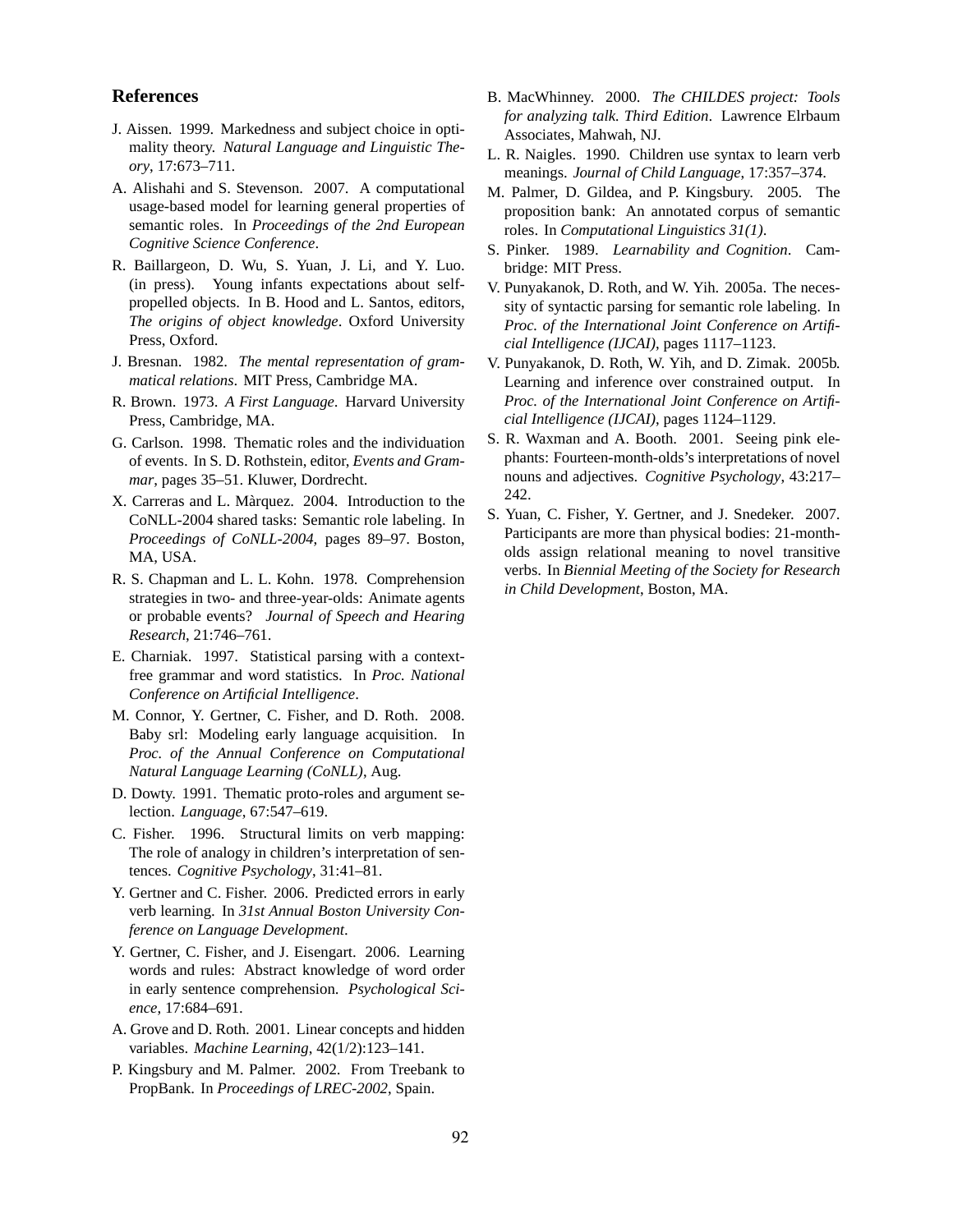## References

J. Aissen. 1999. Markedness and subject choice in optimality theory. *Natural Language and Linguistic Theory*, 17:673–711.

A. Alishahi and S. Stevenson. 2007. A computational usage-based model for learning general properties of semantic roles. In *Proceedings of the 2nd European Cognitive Science Conference*.

R. Baillargeon, D. Wu, S. Yuan, J. Li, and Y. Luo. (in press). Young infants expectations about self-propelled objects. In B. Hood and L. Santos, editors, *The origins of object knowledge*. Oxford University Press, Oxford.

J. Bresnan. 1982. *The mental representation of grammatical relations*. MIT Press, Cambridge MA.

R. Brown. 1973. *A First Language*. Harvard University Press, Cambridge, MA.

G. Carlson. 1998. Thematic roles and the individuation of events. In S. D. Rothstein, editor, *Events and Grammar*, pages 35–51. Kluwer, Dordrecht.

X. Carreras and L. Màrquez. 2004. Introduction to the CoNLL-2004 shared tasks: Semantic role labeling. In *Proceedings of CoNLL-2004*, pages 89–97. Boston, MA, USA.

R. S. Chapman and L. L. Kohn. 1978. Comprehension strategies in two- and three-year-olds: Animate agents or probable events? *Journal of Speech and Hearing Research*, 21:746–761.

E. Charniak. 1997. Statistical parsing with a context-free grammar and word statistics. In *Proc. National Conference on Artificial Intelligence*.

M. Connor, Y. Gertner, C. Fisher, and D. Roth. 2008. Baby srl: Modeling early language acquisition. In *Proc. of the Annual Conference on Computational Natural Language Learning (CoNLL)*, Aug.

D. Dowty. 1991. Thematic proto-roles and argument selection. *Language*, 67:547–619.

C. Fisher. 1996. Structural limits on verb mapping: The role of analogy in children's interpretation of sentences. *Cognitive Psychology*, 31:41–81.

Y. Gertner and C. Fisher. 2006. Predicted errors in early verb learning. In *31st Annual Boston University Conference on Language Development*.

Y. Gertner, C. Fisher, and J. Eisengart. 2006. Learning words and rules: Abstract knowledge of word order in early sentence comprehension. *Psychological Science*, 17:684–691.

A. Grove and D. Roth. 2001. Linear concepts and hidden variables. *Machine Learning*, 42(1/2):123–141.

P. Kingsbury and M. Palmer. 2002. From Treebank to PropBank. In *Proceedings of LREC-2002*, Spain.

B. MacWhinney. 2000. *The CHILDES project: Tools for analyzing talk. Third Edition*. Lawrence Elrbaum Associates, Mahwah, NJ.

L. R. Naigles. 1990. Children use syntax to learn verb meanings. *Journal of Child Language*, 17:357–374.

M. Palmer, D. Gildea, and P. Kingsbury. 2005. The proposition bank: An annotated corpus of semantic roles. In *Computational Linguistics 31(1)*.

S. Pinker. 1989. *Learnability and Cognition*. Cambridge: MIT Press.

V. Punyakanok, D. Roth, and W. Yih. 2005a. The necessity of syntactic parsing for semantic role labeling. In *Proc. of the International Joint Conference on Artificial Intelligence (IJCAI)*, pages 1117–1123.

V. Punyakanok, D. Roth, W. Yih, and D. Zimak. 2005b. Learning and inference over constrained output. In *Proc. of the International Joint Conference on Artificial Intelligence (IJCAI)*, pages 1124–1129.

S. R. Waxman and A. Booth. 2001. Seeing pink elephants: Fourteen-month-olds's interpretations of novel nouns and adjectives. *Cognitive Psychology*, 43:217–242.

S. Yuan, C. Fisher, Y. Gertner, and J. Snedeker. 2007. Participants are more than physical bodies: 21-month-olds assign relational meaning to novel transitive verbs. In *Biennial Meeting of the Society for Research in Child Development*, Boston, MA.